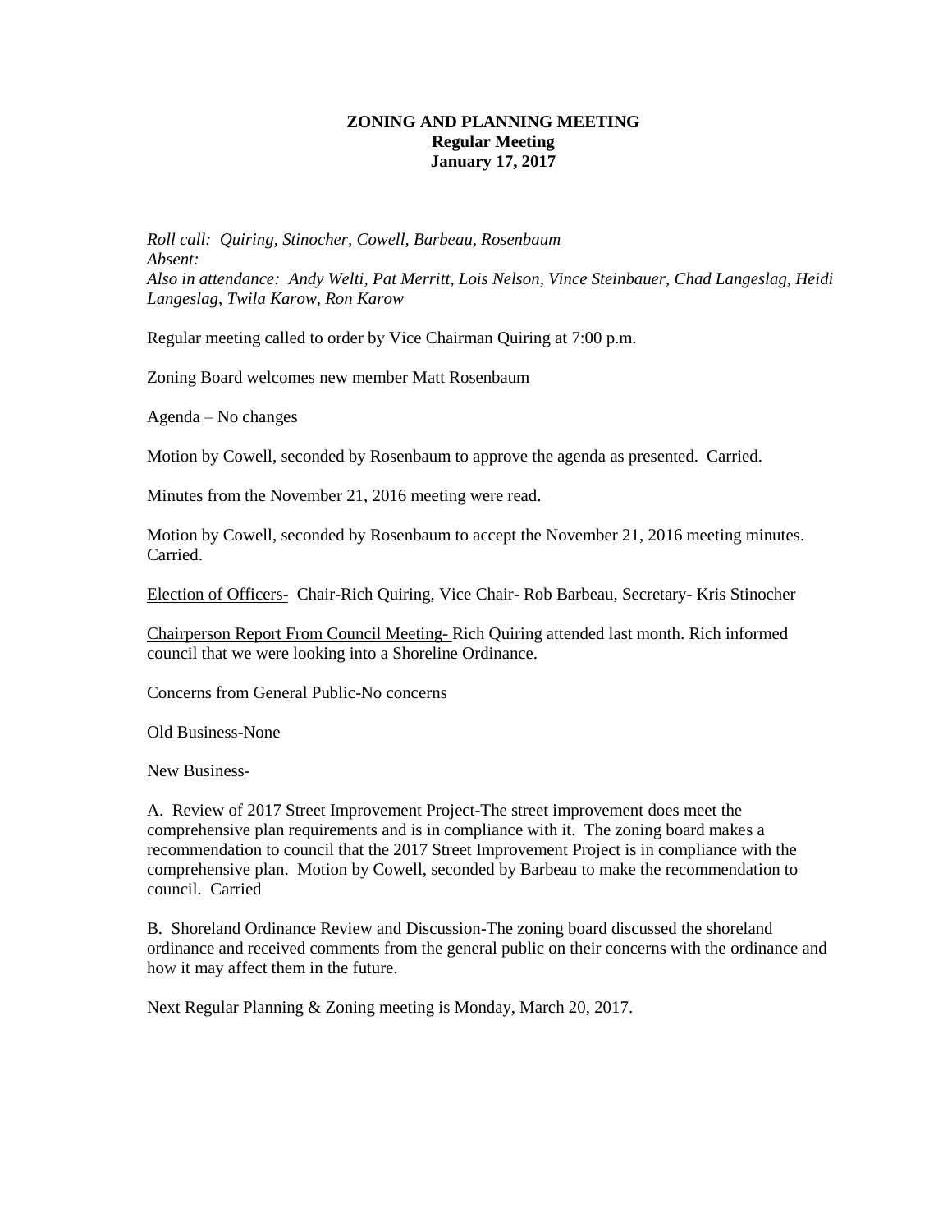**ZONING AND PLANNING MEETING**
**Regular Meeting**
**January 17, 2017**

*Roll call: Quiring, Stinocher, Cowell, Barbeau, Rosenbaum*
*Absent:*
*Also in attendance: Andy Welti, Pat Merritt, Lois Nelson, Vince Steinbauer, Chad Langeslag, Heidi Langeslag, Twila Karow, Ron Karow*

Regular meeting called to order by Vice Chairman Quiring at 7:00 p.m.

Zoning Board welcomes new member Matt Rosenbaum

Agenda – No changes

Motion by Cowell, seconded by Rosenbaum to approve the agenda as presented. Carried.

Minutes from the November 21, 2016 meeting were read.

Motion by Cowell, seconded by Rosenbaum to accept the November 21, 2016 meeting minutes. Carried.

<u>Election of Officers-</u> Chair-Rich Quiring, Vice Chair- Rob Barbeau, Secretary- Kris Stinocher

<u>Chairperson Report From Council Meeting-</u> Rich Quiring attended last month. Rich informed council that we were looking into a Shoreline Ordinance.

Concerns from General Public-No concerns

Old Business-None

<u>New Business</u>-

A. Review of 2017 Street Improvement Project-The street improvement does meet the comprehensive plan requirements and is in compliance with it. The zoning board makes a recommendation to council that the 2017 Street Improvement Project is in compliance with the comprehensive plan. Motion by Cowell, seconded by Barbeau to make the recommendation to council. Carried

B. Shoreland Ordinance Review and Discussion-The zoning board discussed the shoreland ordinance and received comments from the general public on their concerns with the ordinance and how it may affect them in the future.

Next Regular Planning & Zoning meeting is Monday, March 20, 2017.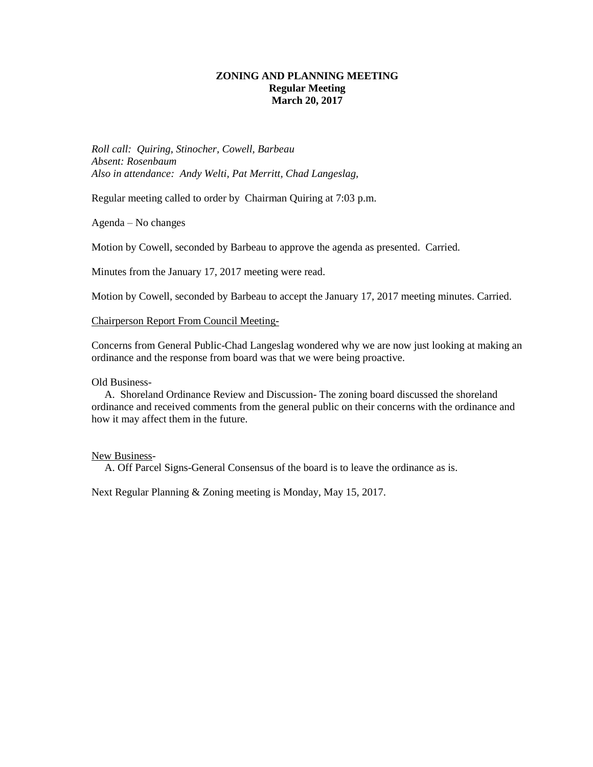**ZONING AND PLANNING MEETING**
**Regular Meeting**
**March 20, 2017**

*Roll call: Quiring, Stinocher, Cowell, Barbeau*
*Absent: Rosenbaum*
*Also in attendance: Andy Welti, Pat Merritt, Chad Langeslag,*

Regular meeting called to order by Chairman Quiring at 7:03 p.m.

Agenda – No changes

Motion by Cowell, seconded by Barbeau to approve the agenda as presented. Carried.

Minutes from the January 17, 2017 meeting were read.

Motion by Cowell, seconded by Barbeau to accept the January 17, 2017 meeting minutes. Carried.

<u>Chairperson Report From Council Meeting-</u>

Concerns from General Public-Chad Langeslag wondered why we are now just looking at making an ordinance and the response from board was that we were being proactive.

Old Business-

A. Shoreland Ordinance Review and Discussion- The zoning board discussed the shoreland ordinance and received comments from the general public on their concerns with the ordinance and how it may affect them in the future.

<u>New Business</u>-

A. Off Parcel Signs-General Consensus of the board is to leave the ordinance as is.

Next Regular Planning & Zoning meeting is Monday, May 15, 2017.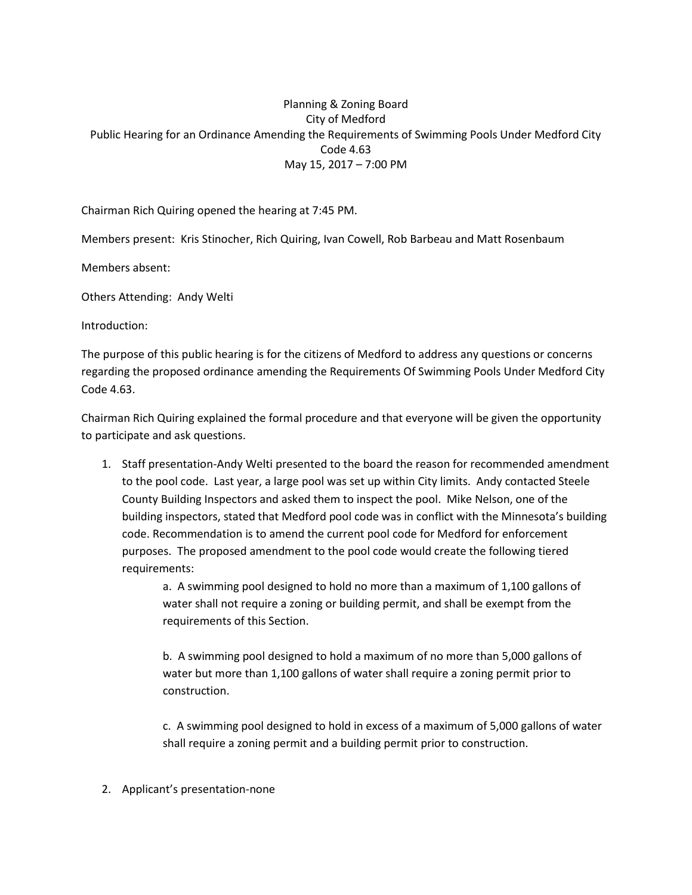Planning & Zoning Board
City of Medford
Public Hearing for an Ordinance Amending the Requirements of Swimming Pools Under Medford City Code 4.63
May 15, 2017 – 7:00 PM

Chairman Rich Quiring opened the hearing at 7:45 PM.

Members present: Kris Stinocher, Rich Quiring, Ivan Cowell, Rob Barbeau and Matt Rosenbaum

Members absent:

Others Attending: Andy Welti

Introduction:

The purpose of this public hearing is for the citizens of Medford to address any questions or concerns regarding the proposed ordinance amending the Requirements Of Swimming Pools Under Medford City Code 4.63.

Chairman Rich Quiring explained the formal procedure and that everyone will be given the opportunity to participate and ask questions.

1. Staff presentation-Andy Welti presented to the board the reason for recommended amendment to the pool code. Last year, a large pool was set up within City limits. Andy contacted Steele County Building Inspectors and asked them to inspect the pool. Mike Nelson, one of the building inspectors, stated that Medford pool code was in conflict with the Minnesota's building code. Recommendation is to amend the current pool code for Medford for enforcement purposes. The proposed amendment to the pool code would create the following tiered requirements:

    a. A swimming pool designed to hold no more than a maximum of 1,100 gallons of water shall not require a zoning or building permit, and shall be exempt from the requirements of this Section.

    b. A swimming pool designed to hold a maximum of no more than 5,000 gallons of water but more than 1,100 gallons of water shall require a zoning permit prior to construction.

    c. A swimming pool designed to hold in excess of a maximum of 5,000 gallons of water shall require a zoning permit and a building permit prior to construction.

2. Applicant's presentation-none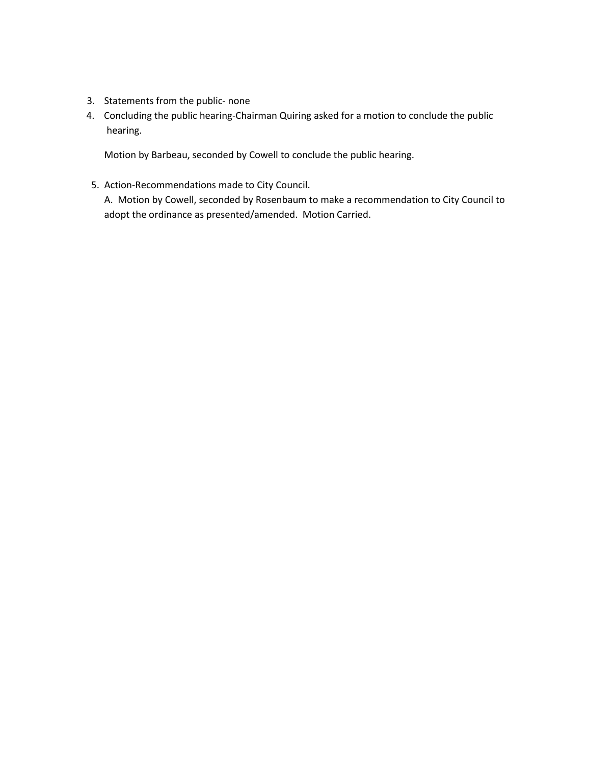3. Statements from the public- none
4. Concluding the public hearing-Chairman Quiring asked for a motion to conclude the public hearing.

   Motion by Barbeau, seconded by Cowell to conclude the public hearing.

5. Action-Recommendations made to City Council.
   A. Motion by Cowell, seconded by Rosenbaum to make a recommendation to City Council to adopt the ordinance as presented/amended. Motion Carried.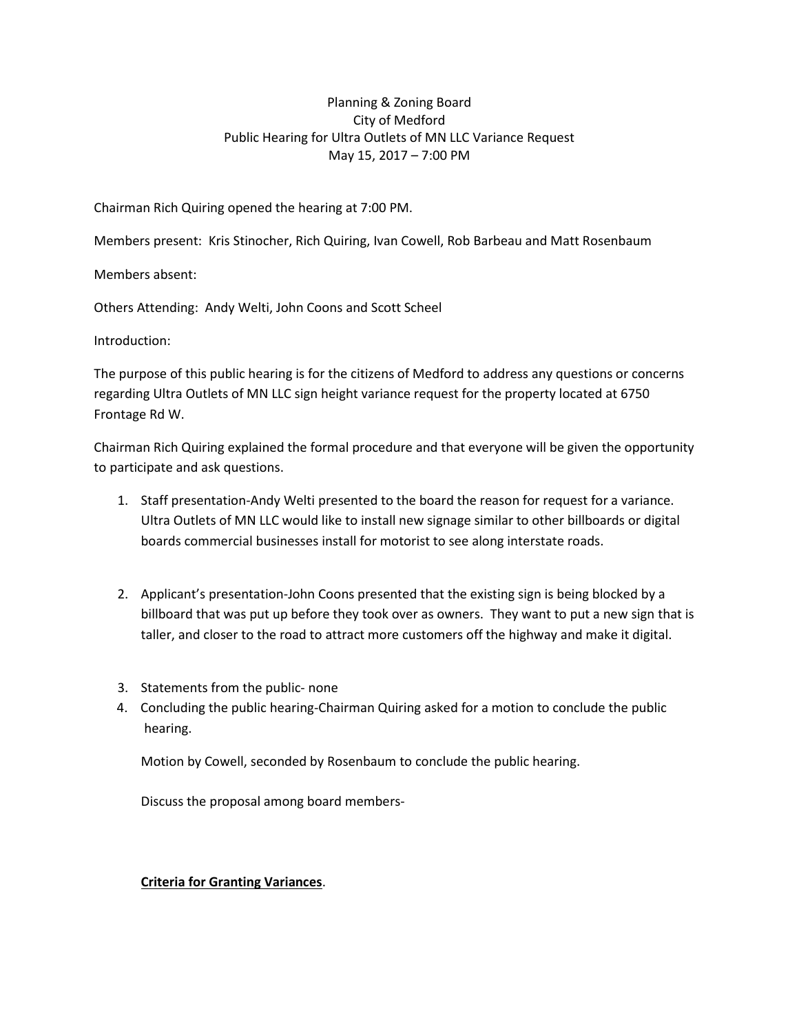Planning & Zoning Board
City of Medford
Public Hearing for Ultra Outlets of MN LLC Variance Request
May 15, 2017 – 7:00 PM

Chairman Rich Quiring opened the hearing at 7:00 PM.

Members present: Kris Stinocher, Rich Quiring, Ivan Cowell, Rob Barbeau and Matt Rosenbaum

Members absent:

Others Attending: Andy Welti, John Coons and Scott Scheel

Introduction:

The purpose of this public hearing is for the citizens of Medford to address any questions or concerns regarding Ultra Outlets of MN LLC sign height variance request for the property located at 6750 Frontage Rd W.

Chairman Rich Quiring explained the formal procedure and that everyone will be given the opportunity to participate and ask questions.

1. Staff presentation-Andy Welti presented to the board the reason for request for a variance. Ultra Outlets of MN LLC would like to install new signage similar to other billboards or digital boards commercial businesses install for motorist to see along interstate roads.

2. Applicant's presentation-John Coons presented that the existing sign is being blocked by a billboard that was put up before they took over as owners. They want to put a new sign that is taller, and closer to the road to attract more customers off the highway and make it digital.

3. Statements from the public- none
4. Concluding the public hearing-Chairman Quiring asked for a motion to conclude the public hearing.

   Motion by Cowell, seconded by Rosenbaum to conclude the public hearing.

   Discuss the proposal among board members-

   **Criteria for Granting Variances**.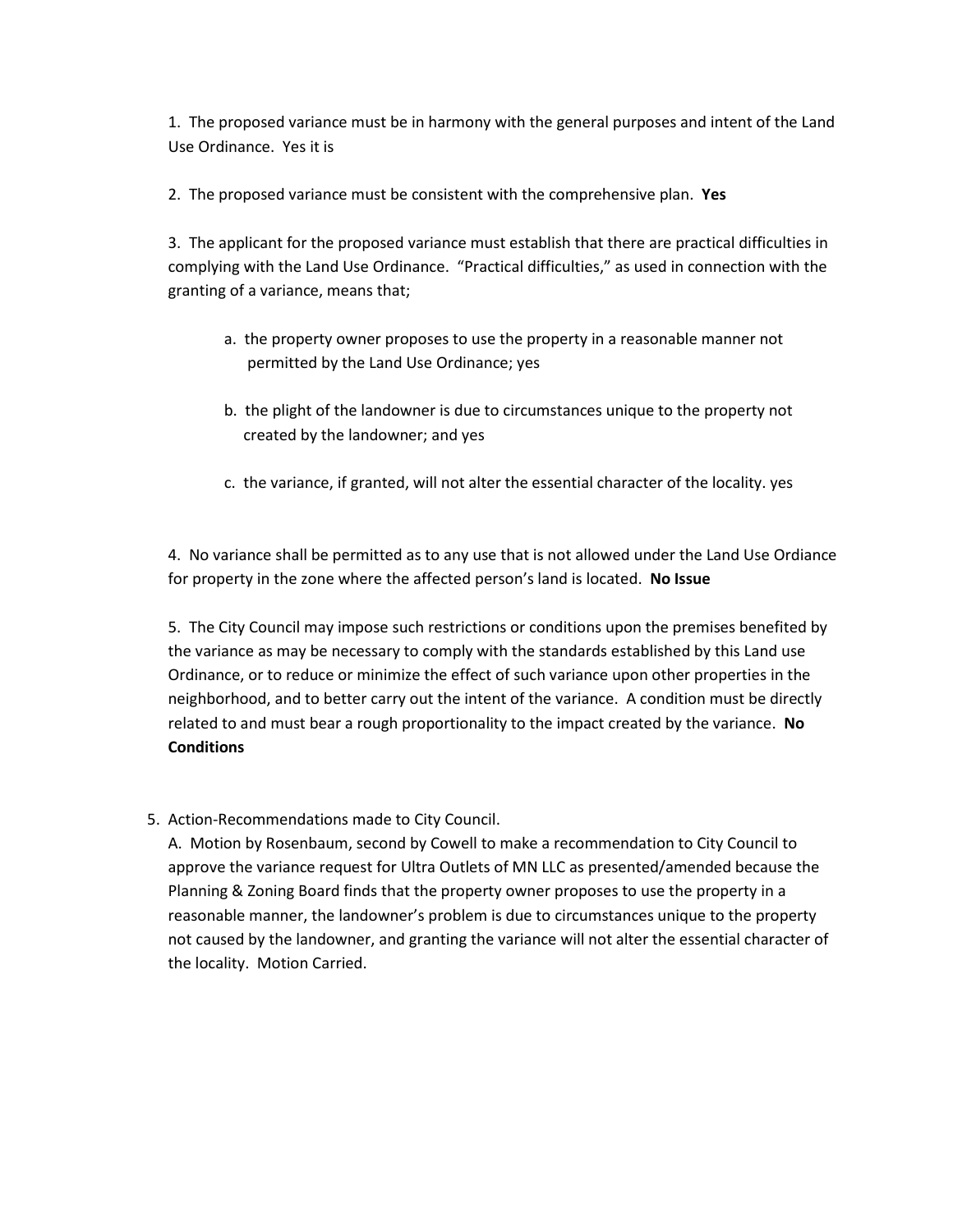1. The proposed variance must be in harmony with the general purposes and intent of the Land Use Ordinance. Yes it is

2. The proposed variance must be consistent with the comprehensive plan. **Yes**

3. The applicant for the proposed variance must establish that there are practical difficulties in complying with the Land Use Ordinance. "Practical difficulties," as used in connection with the granting of a variance, means that;

   a. the property owner proposes to use the property in a reasonable manner not permitted by the Land Use Ordinance; yes

   b. the plight of the landowner is due to circumstances unique to the property not created by the landowner; and yes

   c. the variance, if granted, will not alter the essential character of the locality. yes

4. No variance shall be permitted as to any use that is not allowed under the Land Use Ordiance for property in the zone where the affected person's land is located. **No Issue**

5. The City Council may impose such restrictions or conditions upon the premises benefited by the variance as may be necessary to comply with the standards established by this Land use Ordinance, or to reduce or minimize the effect of such variance upon other properties in the neighborhood, and to better carry out the intent of the variance. A condition must be directly related to and must bear a rough proportionality to the impact created by the variance. **No Conditions**

5. Action-Recommendations made to City Council.

   A. Motion by Rosenbaum, second by Cowell to make a recommendation to City Council to approve the variance request for Ultra Outlets of MN LLC as presented/amended because the Planning & Zoning Board finds that the property owner proposes to use the property in a reasonable manner, the landowner's problem is due to circumstances unique to the property not caused by the landowner, and granting the variance will not alter the essential character of the locality. Motion Carried.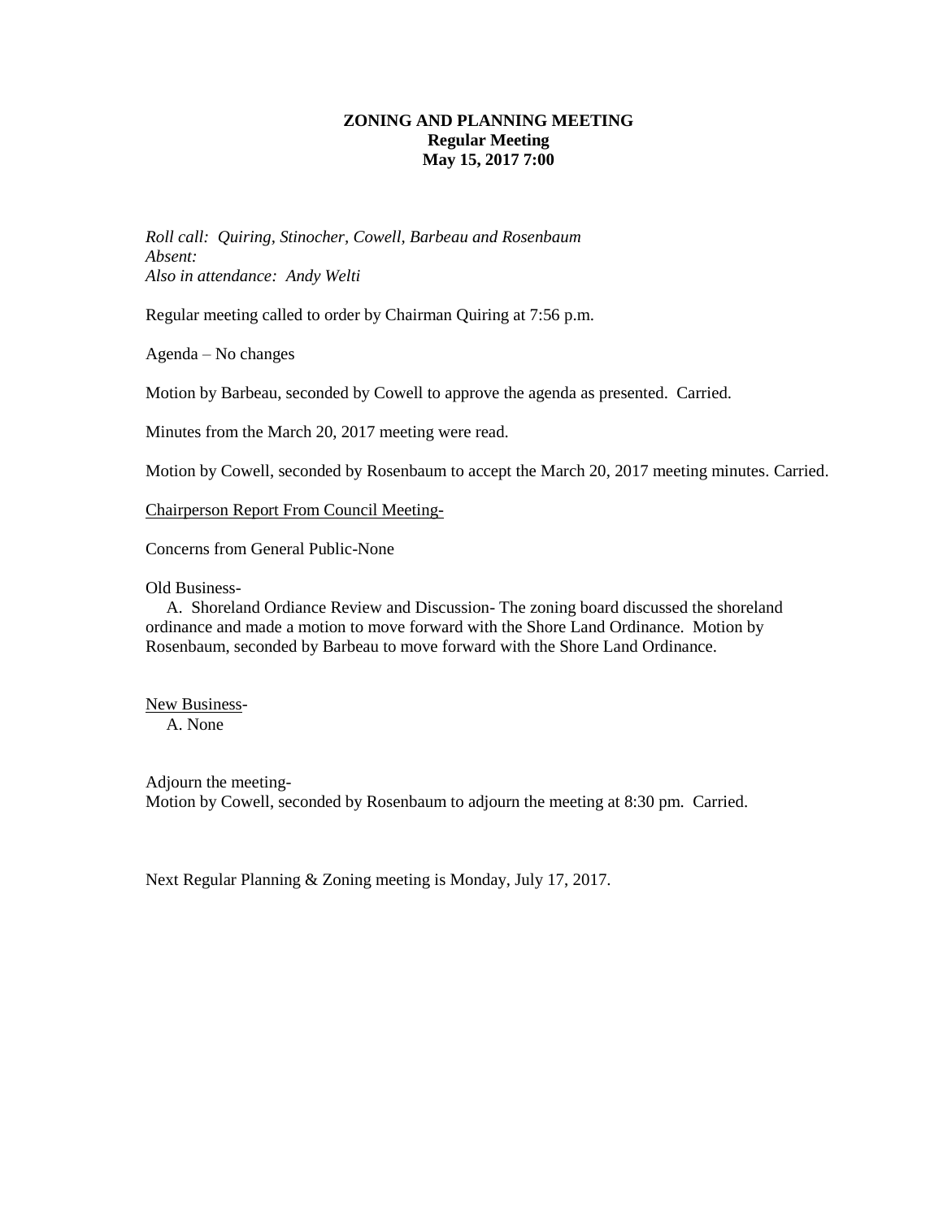**ZONING AND PLANNING MEETING**
**Regular Meeting**
**May 15, 2017 7:00**

*Roll call: Quiring, Stinocher, Cowell, Barbeau and Rosenbaum*
*Absent:*
*Also in attendance: Andy Welti*

Regular meeting called to order by Chairman Quiring at 7:56 p.m.

Agenda – No changes

Motion by Barbeau, seconded by Cowell to approve the agenda as presented. Carried.

Minutes from the March 20, 2017 meeting were read.

Motion by Cowell, seconded by Rosenbaum to accept the March 20, 2017 meeting minutes. Carried.

<u>Chairperson Report From Council Meeting-</u>

Concerns from General Public-None

Old Business-

A. Shoreland Ordiance Review and Discussion- The zoning board discussed the shoreland ordinance and made a motion to move forward with the Shore Land Ordinance. Motion by Rosenbaum, seconded by Barbeau to move forward with the Shore Land Ordinance.

<u>New Business</u>-

A. None

Adjourn the meeting-
Motion by Cowell, seconded by Rosenbaum to adjourn the meeting at 8:30 pm. Carried.

Next Regular Planning & Zoning meeting is Monday, July 17, 2017.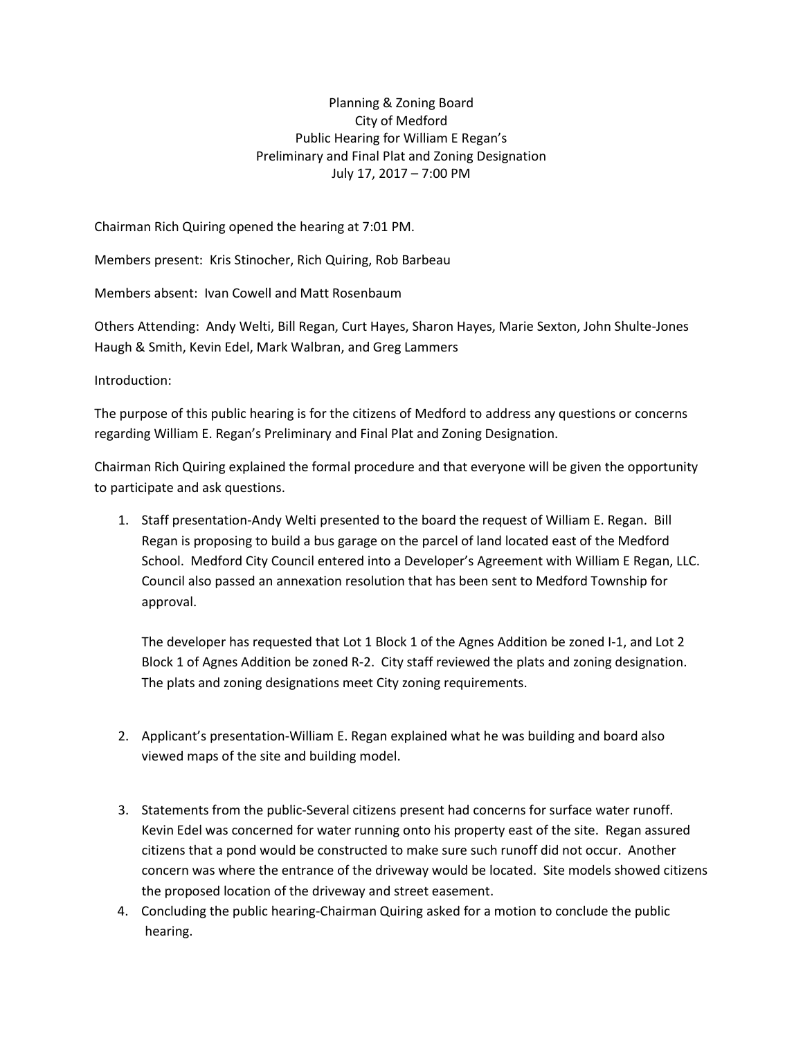Planning & Zoning Board
City of Medford
Public Hearing for William E Regan's
Preliminary and Final Plat and Zoning Designation
July 17, 2017 – 7:00 PM

Chairman Rich Quiring opened the hearing at 7:01 PM.

Members present: Kris Stinocher, Rich Quiring, Rob Barbeau

Members absent: Ivan Cowell and Matt Rosenbaum

Others Attending: Andy Welti, Bill Regan, Curt Hayes, Sharon Hayes, Marie Sexton, John Shulte-Jones Haugh & Smith, Kevin Edel, Mark Walbran, and Greg Lammers

Introduction:

The purpose of this public hearing is for the citizens of Medford to address any questions or concerns regarding William E. Regan's Preliminary and Final Plat and Zoning Designation.

Chairman Rich Quiring explained the formal procedure and that everyone will be given the opportunity to participate and ask questions.

1. Staff presentation-Andy Welti presented to the board the request of William E. Regan. Bill Regan is proposing to build a bus garage on the parcel of land located east of the Medford School. Medford City Council entered into a Developer's Agreement with William E Regan, LLC. Council also passed an annexation resolution that has been sent to Medford Township for approval.

   The developer has requested that Lot 1 Block 1 of the Agnes Addition be zoned I-1, and Lot 2 Block 1 of Agnes Addition be zoned R-2. City staff reviewed the plats and zoning designation. The plats and zoning designations meet City zoning requirements.

2. Applicant's presentation-William E. Regan explained what he was building and board also viewed maps of the site and building model.

3. Statements from the public-Several citizens present had concerns for surface water runoff. Kevin Edel was concerned for water running onto his property east of the site. Regan assured citizens that a pond would be constructed to make sure such runoff did not occur. Another concern was where the entrance of the driveway would be located. Site models showed citizens the proposed location of the driveway and street easement.
4. Concluding the public hearing-Chairman Quiring asked for a motion to conclude the public hearing.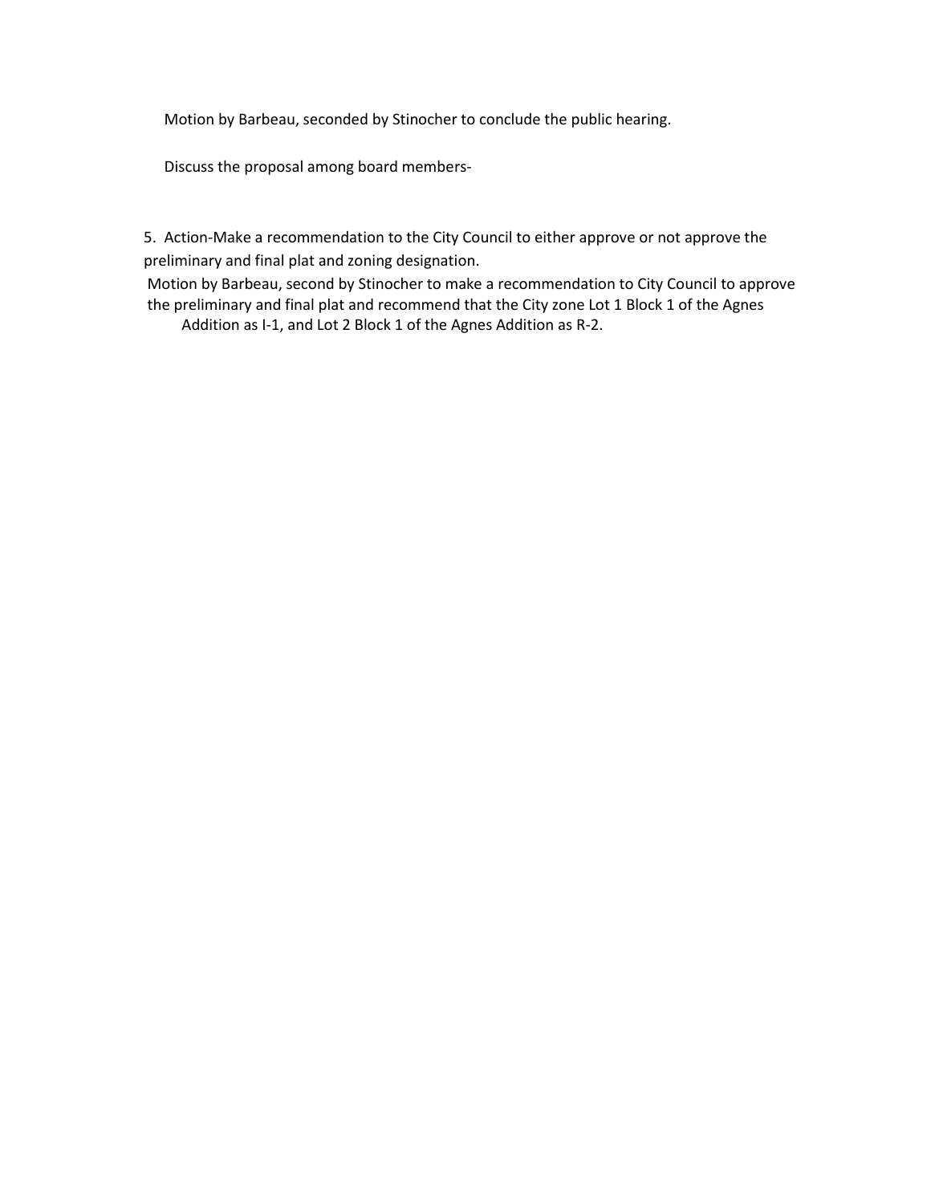Motion by Barbeau, seconded by Stinocher to conclude the public hearing.

Discuss the proposal among board members-

5. Action-Make a recommendation to the City Council to either approve or not approve the preliminary and final plat and zoning designation.

Motion by Barbeau, second by Stinocher to make a recommendation to City Council to approve the preliminary and final plat and recommend that the City zone Lot 1 Block 1 of the Agnes Addition as I-1, and Lot 2 Block 1 of the Agnes Addition as R-2.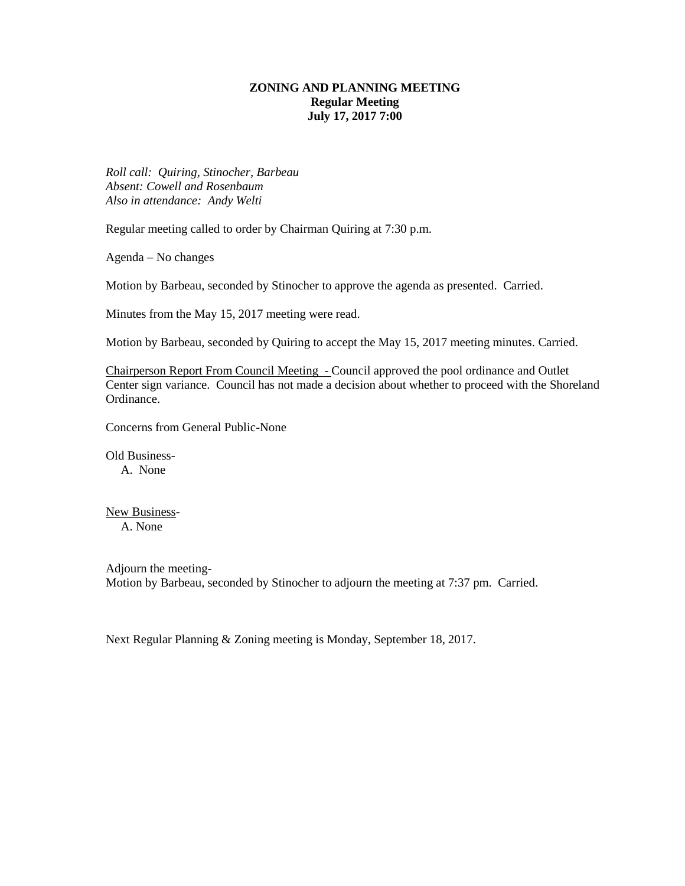**ZONING AND PLANNING MEETING**
**Regular Meeting**
**July 17, 2017 7:00**

*Roll call: Quiring, Stinocher, Barbeau*
*Absent: Cowell and Rosenbaum*
*Also in attendance: Andy Welti*

Regular meeting called to order by Chairman Quiring at 7:30 p.m.

Agenda – No changes

Motion by Barbeau, seconded by Stinocher to approve the agenda as presented. Carried.

Minutes from the May 15, 2017 meeting were read.

Motion by Barbeau, seconded by Quiring to accept the May 15, 2017 meeting minutes. Carried.

<u>Chairperson Report From Council Meeting -</u> Council approved the pool ordinance and Outlet Center sign variance. Council has not made a decision about whether to proceed with the Shoreland Ordinance.

Concerns from General Public-None

Old Business-

A. None

<u>New Business</u>-

A. None

Adjourn the meeting-
Motion by Barbeau, seconded by Stinocher to adjourn the meeting at 7:37 pm. Carried.

Next Regular Planning & Zoning meeting is Monday, September 18, 2017.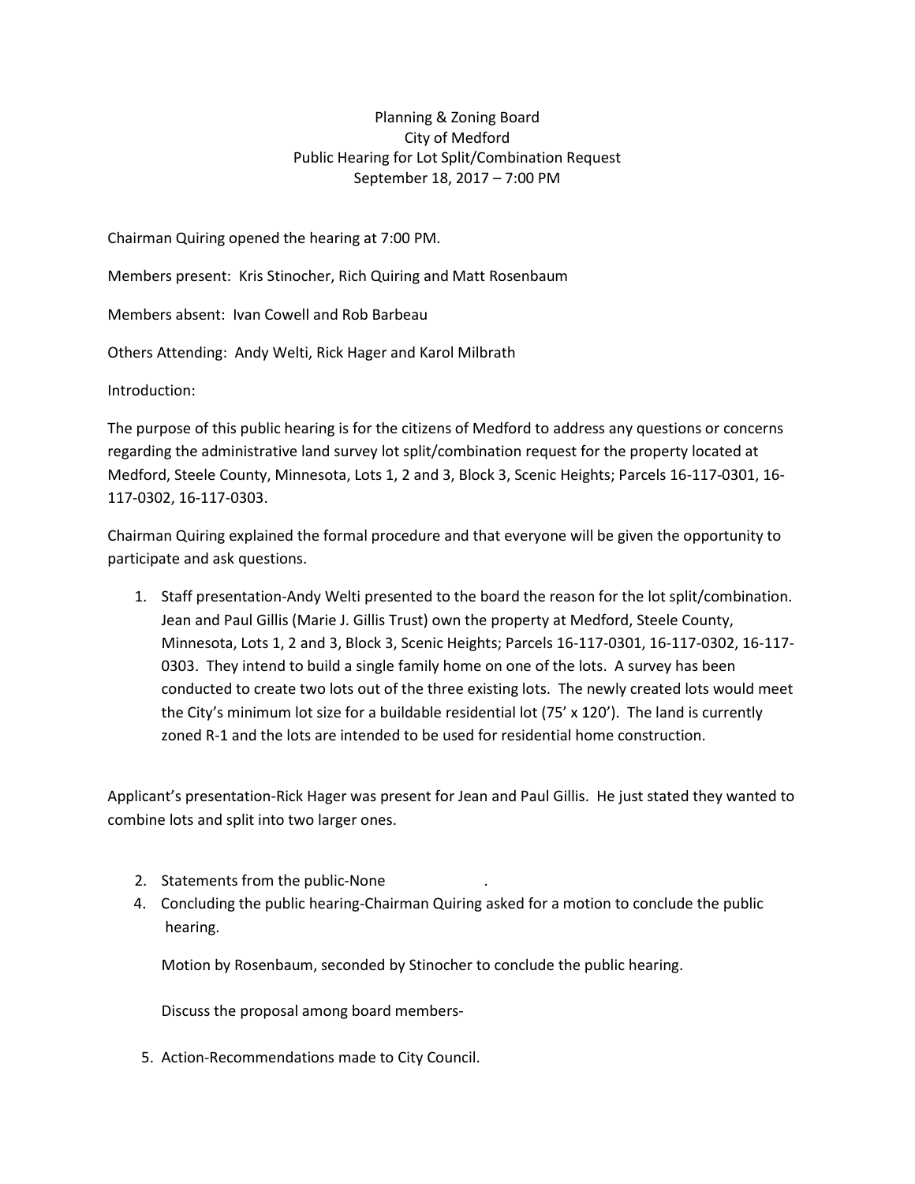Planning & Zoning Board
City of Medford
Public Hearing for Lot Split/Combination Request
September 18, 2017 – 7:00 PM

Chairman Quiring opened the hearing at 7:00 PM.

Members present: Kris Stinocher, Rich Quiring and Matt Rosenbaum

Members absent: Ivan Cowell and Rob Barbeau

Others Attending: Andy Welti, Rick Hager and Karol Milbrath

Introduction:

The purpose of this public hearing is for the citizens of Medford to address any questions or concerns regarding the administrative land survey lot split/combination request for the property located at Medford, Steele County, Minnesota, Lots 1, 2 and 3, Block 3, Scenic Heights; Parcels 16-117-0301, 16-117-0302, 16-117-0303.

Chairman Quiring explained the formal procedure and that everyone will be given the opportunity to participate and ask questions.

1. Staff presentation-Andy Welti presented to the board the reason for the lot split/combination. Jean and Paul Gillis (Marie J. Gillis Trust) own the property at Medford, Steele County, Minnesota, Lots 1, 2 and 3, Block 3, Scenic Heights; Parcels 16-117-0301, 16-117-0302, 16-117-0303. They intend to build a single family home on one of the lots. A survey has been conducted to create two lots out of the three existing lots. The newly created lots would meet the City's minimum lot size for a buildable residential lot (75' x 120'). The land is currently zoned R-1 and the lots are intended to be used for residential home construction.

Applicant's presentation-Rick Hager was present for Jean and Paul Gillis. He just stated they wanted to combine lots and split into two larger ones.

2. Statements from the public-None .
4. Concluding the public hearing-Chairman Quiring asked for a motion to conclude the public hearing.

   Motion by Rosenbaum, seconded by Stinocher to conclude the public hearing.

   Discuss the proposal among board members-

5. Action-Recommendations made to City Council.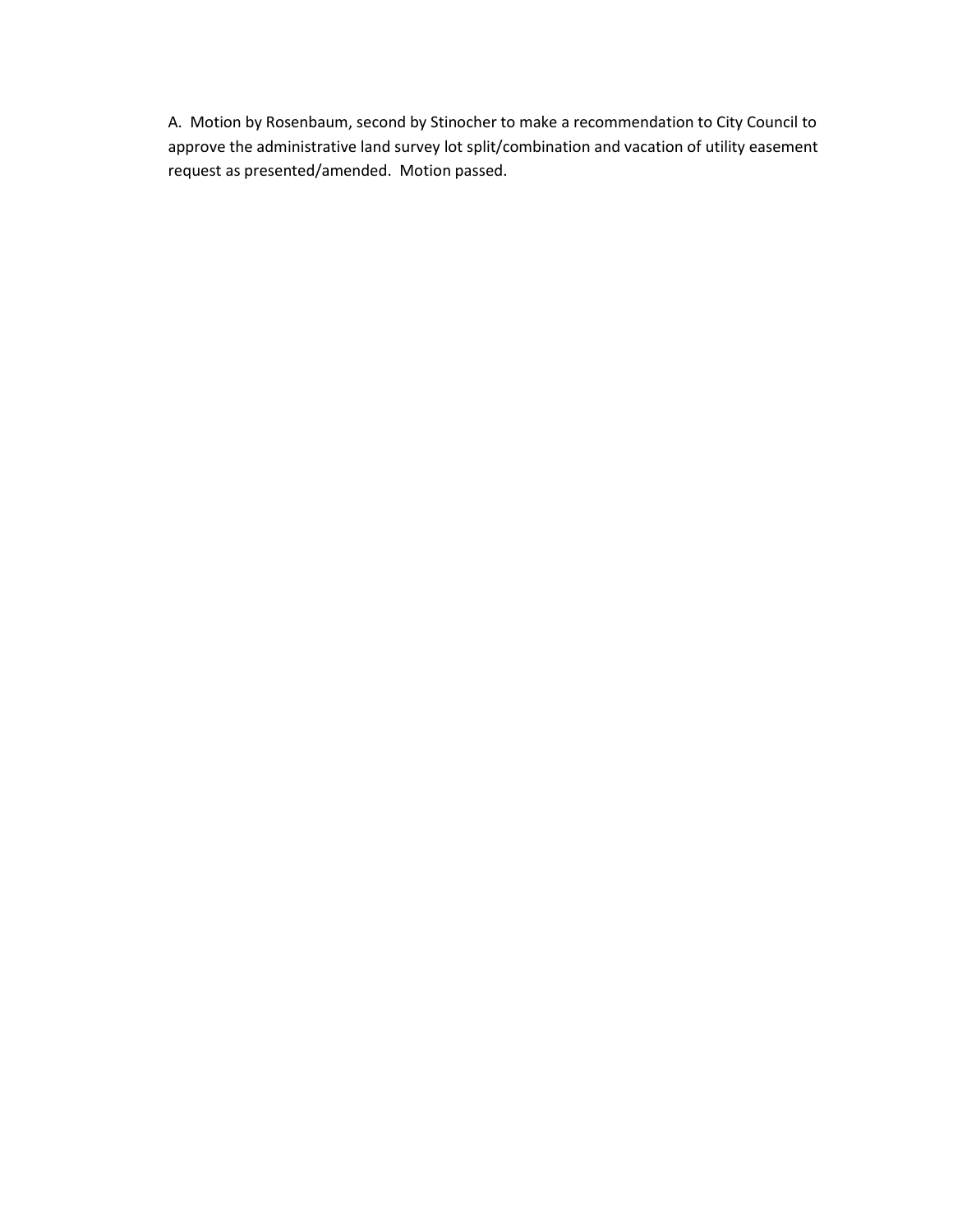A. Motion by Rosenbaum, second by Stinocher to make a recommendation to City Council to approve the administrative land survey lot split/combination and vacation of utility easement request as presented/amended. Motion passed.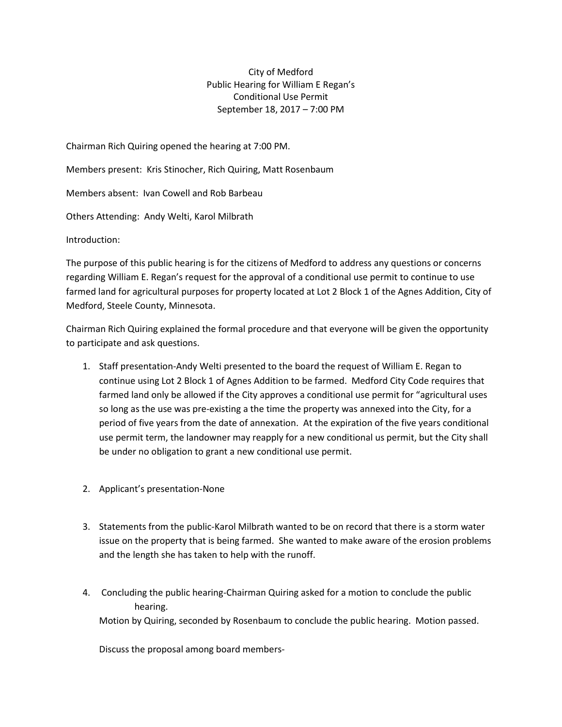City of Medford
Public Hearing for William E Regan's
Conditional Use Permit
September 18, 2017 – 7:00 PM

Chairman Rich Quiring opened the hearing at 7:00 PM.

Members present: Kris Stinocher, Rich Quiring, Matt Rosenbaum

Members absent: Ivan Cowell and Rob Barbeau

Others Attending: Andy Welti, Karol Milbrath

Introduction:

The purpose of this public hearing is for the citizens of Medford to address any questions or concerns regarding William E. Regan's request for the approval of a conditional use permit to continue to use farmed land for agricultural purposes for property located at Lot 2 Block 1 of the Agnes Addition, City of Medford, Steele County, Minnesota.

Chairman Rich Quiring explained the formal procedure and that everyone will be given the opportunity to participate and ask questions.

1. Staff presentation-Andy Welti presented to the board the request of William E. Regan to continue using Lot 2 Block 1 of Agnes Addition to be farmed. Medford City Code requires that farmed land only be allowed if the City approves a conditional use permit for "agricultural uses so long as the use was pre-existing a the time the property was annexed into the City, for a period of five years from the date of annexation. At the expiration of the five years conditional use permit term, the landowner may reapply for a new conditional us permit, but the City shall be under no obligation to grant a new conditional use permit.

2. Applicant's presentation-None

3. Statements from the public-Karol Milbrath wanted to be on record that there is a storm water issue on the property that is being farmed. She wanted to make aware of the erosion problems and the length she has taken to help with the runoff.

4. Concluding the public hearing-Chairman Quiring asked for a motion to conclude the public hearing.
   Motion by Quiring, seconded by Rosenbaum to conclude the public hearing. Motion passed.

   Discuss the proposal among board members-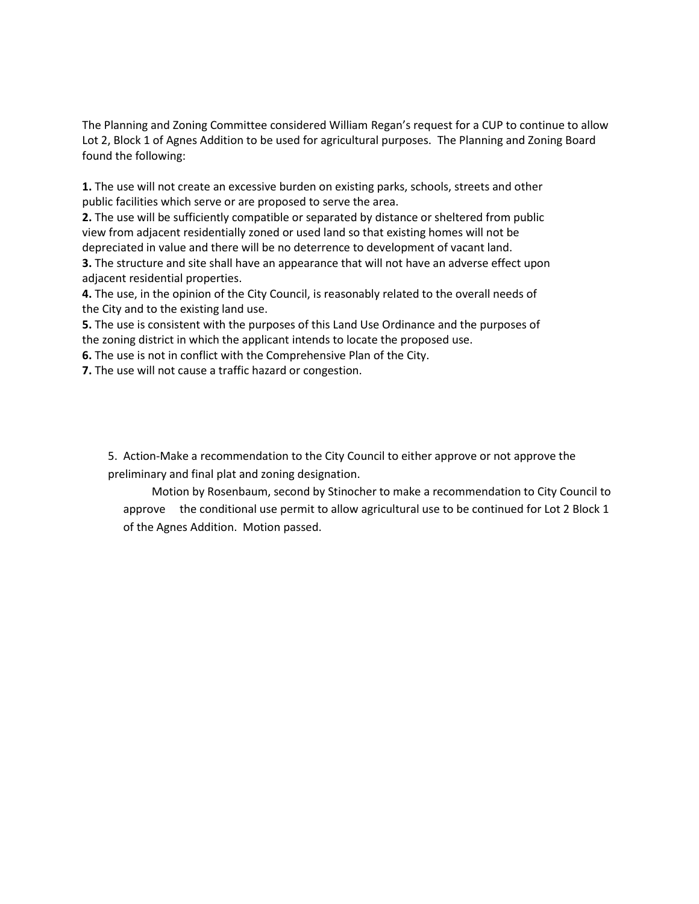The Planning and Zoning Committee considered William Regan's request for a CUP to continue to allow Lot 2, Block 1 of Agnes Addition to be used for agricultural purposes. The Planning and Zoning Board found the following:

**1.** The use will not create an excessive burden on existing parks, schools, streets and other public facilities which serve or are proposed to serve the area.
**2.** The use will be sufficiently compatible or separated by distance or sheltered from public view from adjacent residentially zoned or used land so that existing homes will not be depreciated in value and there will be no deterrence to development of vacant land.
**3.** The structure and site shall have an appearance that will not have an adverse effect upon adjacent residential properties.
**4.** The use, in the opinion of the City Council, is reasonably related to the overall needs of the City and to the existing land use.
**5.** The use is consistent with the purposes of this Land Use Ordinance and the purposes of the zoning district in which the applicant intends to locate the proposed use.
**6.** The use is not in conflict with the Comprehensive Plan of the City.
**7.** The use will not cause a traffic hazard or congestion.

5. Action-Make a recommendation to the City Council to either approve or not approve the preliminary and final plat and zoning designation.

Motion by Rosenbaum, second by Stinocher to make a recommendation to City Council to approve the conditional use permit to allow agricultural use to be continued for Lot 2 Block 1 of the Agnes Addition. Motion passed.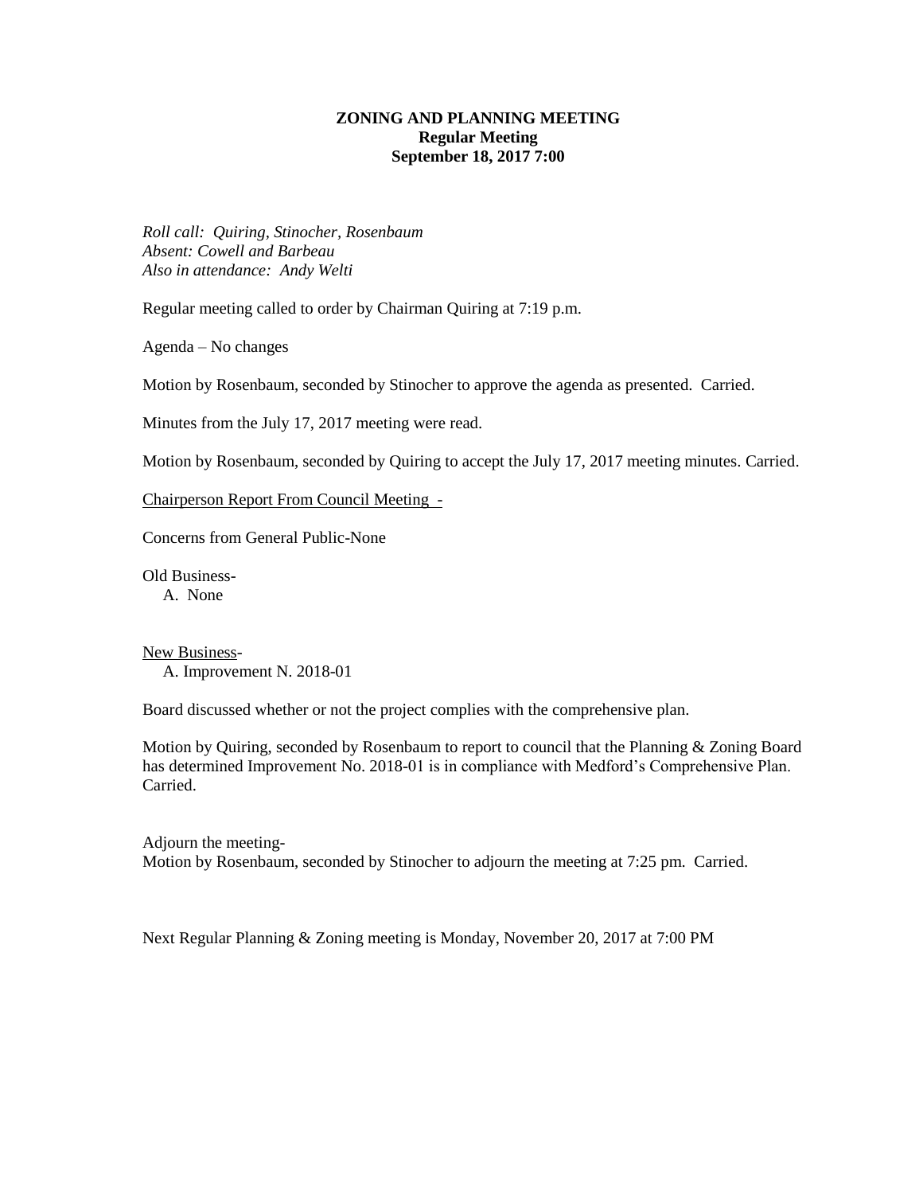**ZONING AND PLANNING MEETING**
**Regular Meeting**
**September 18, 2017 7:00**

*Roll call: Quiring, Stinocher, Rosenbaum*
*Absent: Cowell and Barbeau*
*Also in attendance: Andy Welti*

Regular meeting called to order by Chairman Quiring at 7:19 p.m.

Agenda – No changes

Motion by Rosenbaum, seconded by Stinocher to approve the agenda as presented. Carried.

Minutes from the July 17, 2017 meeting were read.

Motion by Rosenbaum, seconded by Quiring to accept the July 17, 2017 meeting minutes. Carried.

<u>Chairperson Report From Council Meeting -</u>

Concerns from General Public-None

Old Business-
  A. None

<u>New Business</u>-
  A. Improvement N. 2018-01

Board discussed whether or not the project complies with the comprehensive plan.

Motion by Quiring, seconded by Rosenbaum to report to council that the Planning & Zoning Board has determined Improvement No. 2018-01 is in compliance with Medford's Comprehensive Plan. Carried.

Adjourn the meeting-
Motion by Rosenbaum, seconded by Stinocher to adjourn the meeting at 7:25 pm. Carried.

Next Regular Planning & Zoning meeting is Monday, November 20, 2017 at 7:00 PM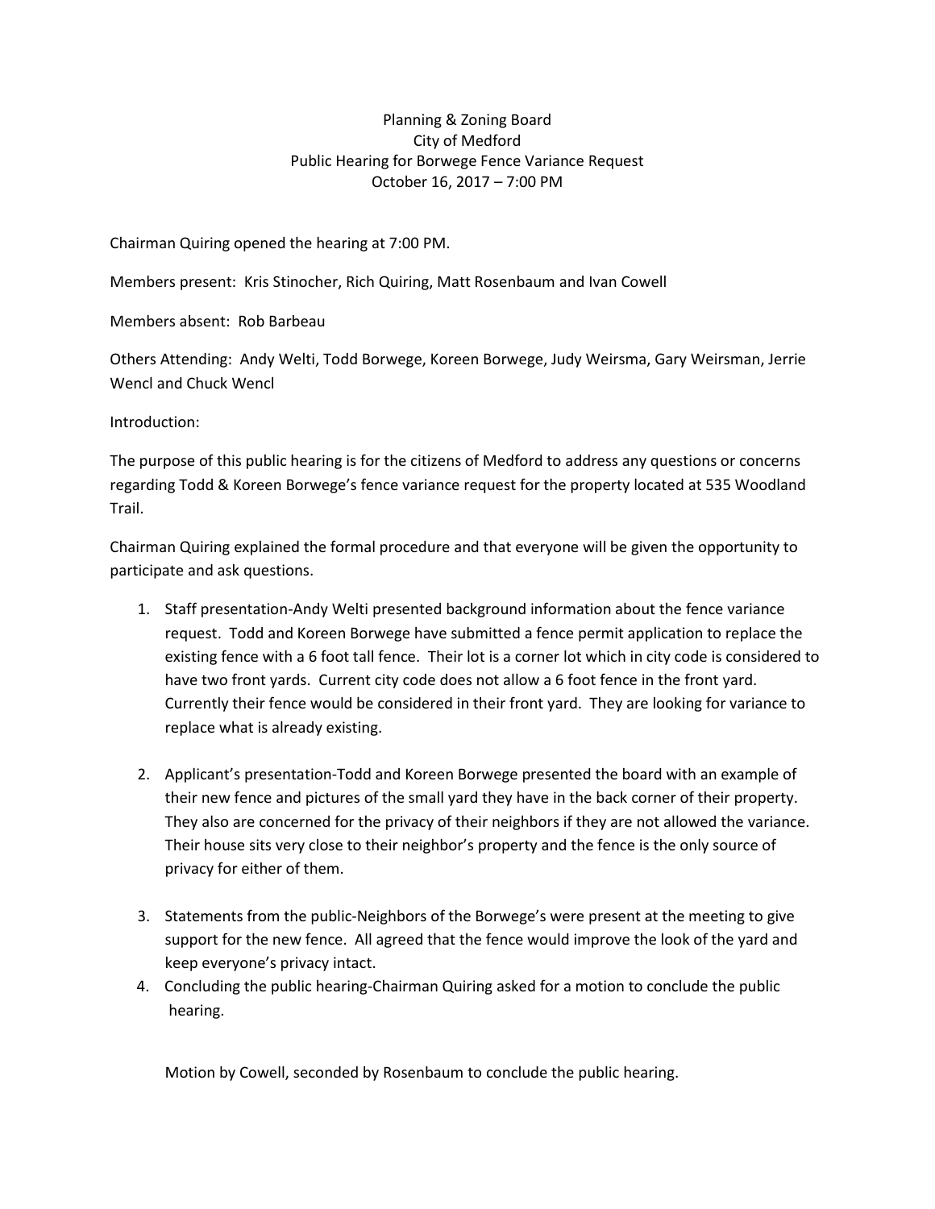Planning & Zoning Board
City of Medford
Public Hearing for Borwege Fence Variance Request
October 16, 2017 – 7:00 PM

Chairman Quiring opened the hearing at 7:00 PM.

Members present: Kris Stinocher, Rich Quiring, Matt Rosenbaum and Ivan Cowell

Members absent: Rob Barbeau

Others Attending: Andy Welti, Todd Borwege, Koreen Borwege, Judy Weirsma, Gary Weirsman, Jerrie Wencl and Chuck Wencl

Introduction:

The purpose of this public hearing is for the citizens of Medford to address any questions or concerns regarding Todd & Koreen Borwege's fence variance request for the property located at 535 Woodland Trail.

Chairman Quiring explained the formal procedure and that everyone will be given the opportunity to participate and ask questions.

1. Staff presentation-Andy Welti presented background information about the fence variance request. Todd and Koreen Borwege have submitted a fence permit application to replace the existing fence with a 6 foot tall fence. Their lot is a corner lot which in city code is considered to have two front yards. Current city code does not allow a 6 foot fence in the front yard. Currently their fence would be considered in their front yard. They are looking for variance to replace what is already existing.

2. Applicant's presentation-Todd and Koreen Borwege presented the board with an example of their new fence and pictures of the small yard they have in the back corner of their property. They also are concerned for the privacy of their neighbors if they are not allowed the variance. Their house sits very close to their neighbor's property and the fence is the only source of privacy for either of them.

3. Statements from the public-Neighbors of the Borwege's were present at the meeting to give support for the new fence. All agreed that the fence would improve the look of the yard and keep everyone's privacy intact.
4. Concluding the public hearing-Chairman Quiring asked for a motion to conclude the public hearing.

   Motion by Cowell, seconded by Rosenbaum to conclude the public hearing.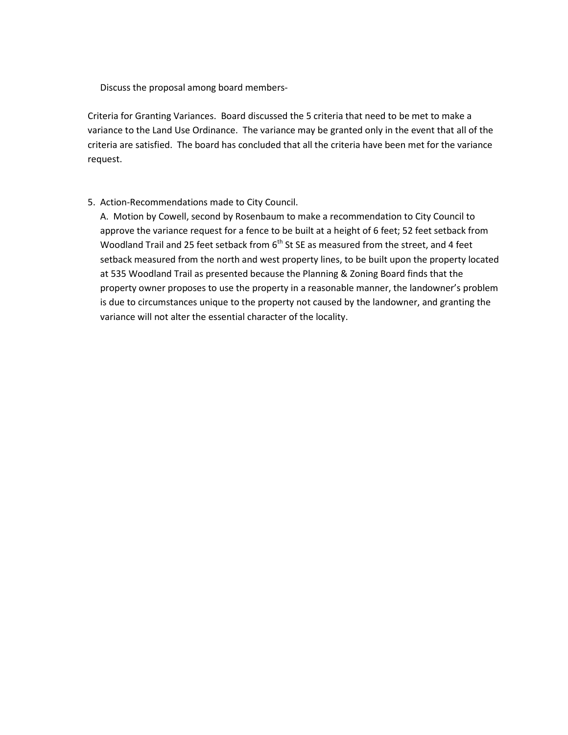Discuss the proposal among board members-

Criteria for Granting Variances. Board discussed the 5 criteria that need to be met to make a variance to the Land Use Ordinance. The variance may be granted only in the event that all of the criteria are satisfied. The board has concluded that all the criteria have been met for the variance request.

5. Action-Recommendations made to City Council.

   A. Motion by Cowell, second by Rosenbaum to make a recommendation to City Council to approve the variance request for a fence to be built at a height of 6 feet; 52 feet setback from Woodland Trail and 25 feet setback from 6th St SE as measured from the street, and 4 feet setback measured from the north and west property lines, to be built upon the property located at 535 Woodland Trail as presented because the Planning & Zoning Board finds that the property owner proposes to use the property in a reasonable manner, the landowner's problem is due to circumstances unique to the property not caused by the landowner, and granting the variance will not alter the essential character of the locality.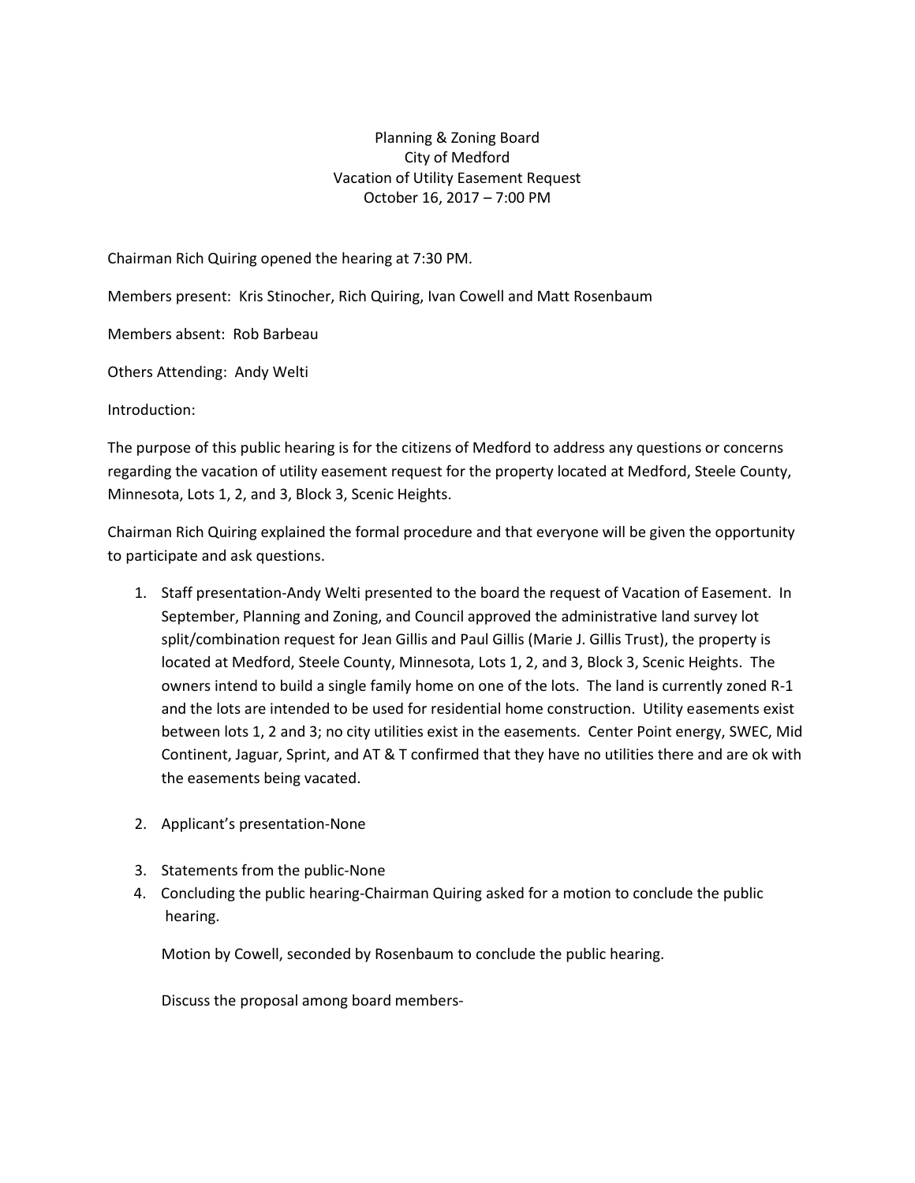Planning & Zoning Board
City of Medford
Vacation of Utility Easement Request
October 16, 2017 – 7:00 PM

Chairman Rich Quiring opened the hearing at 7:30 PM.

Members present: Kris Stinocher, Rich Quiring, Ivan Cowell and Matt Rosenbaum

Members absent: Rob Barbeau

Others Attending: Andy Welti

Introduction:

The purpose of this public hearing is for the citizens of Medford to address any questions or concerns regarding the vacation of utility easement request for the property located at Medford, Steele County, Minnesota, Lots 1, 2, and 3, Block 3, Scenic Heights.

Chairman Rich Quiring explained the formal procedure and that everyone will be given the opportunity to participate and ask questions.

1. Staff presentation-Andy Welti presented to the board the request of Vacation of Easement. In September, Planning and Zoning, and Council approved the administrative land survey lot split/combination request for Jean Gillis and Paul Gillis (Marie J. Gillis Trust), the property is located at Medford, Steele County, Minnesota, Lots 1, 2, and 3, Block 3, Scenic Heights. The owners intend to build a single family home on one of the lots. The land is currently zoned R-1 and the lots are intended to be used for residential home construction. Utility easements exist between lots 1, 2 and 3; no city utilities exist in the easements. Center Point energy, SWEC, Mid Continent, Jaguar, Sprint, and AT & T confirmed that they have no utilities there and are ok with the easements being vacated.

2. Applicant's presentation-None

3. Statements from the public-None

4. Concluding the public hearing-Chairman Quiring asked for a motion to conclude the public hearing.

   Motion by Cowell, seconded by Rosenbaum to conclude the public hearing.

   Discuss the proposal among board members-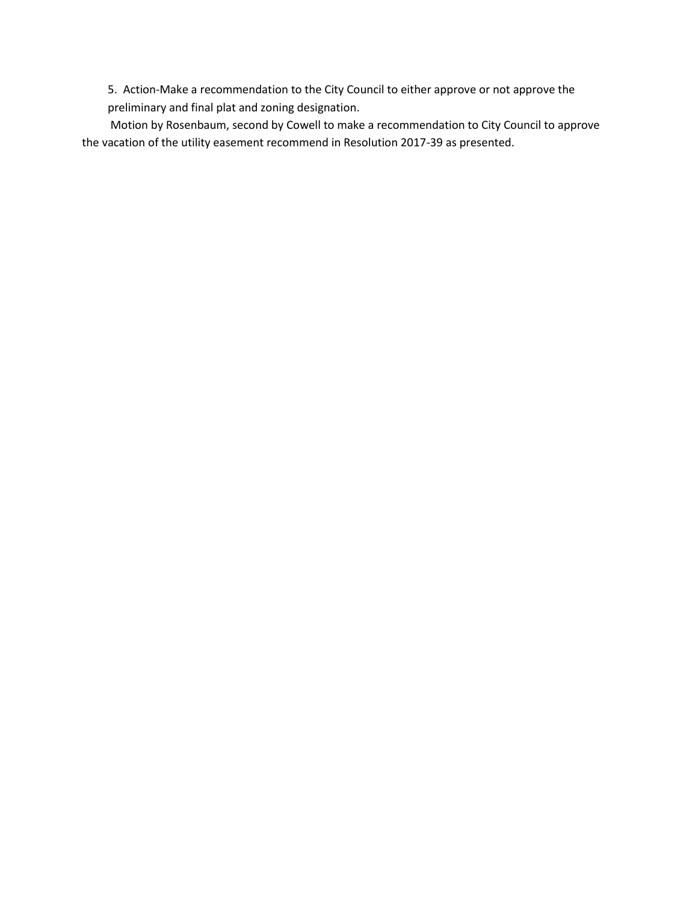5. Action-Make a recommendation to the City Council to either approve or not approve the preliminary and final plat and zoning designation.

Motion by Rosenbaum, second by Cowell to make a recommendation to City Council to approve the vacation of the utility easement recommend in Resolution 2017-39 as presented.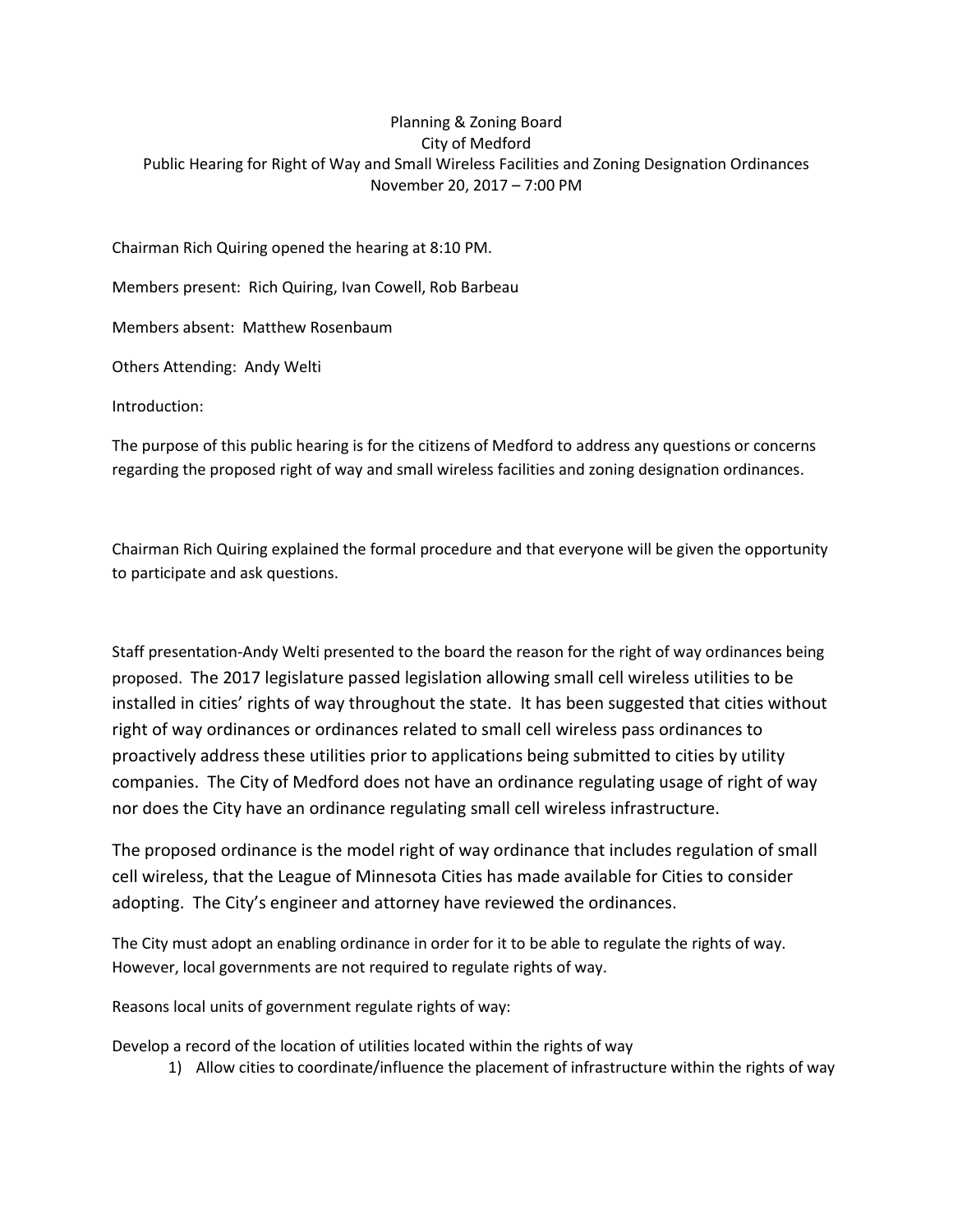Planning & Zoning Board
City of Medford
Public Hearing for Right of Way and Small Wireless Facilities and Zoning Designation Ordinances
November 20, 2017 – 7:00 PM

Chairman Rich Quiring opened the hearing at 8:10 PM.

Members present: Rich Quiring, Ivan Cowell, Rob Barbeau

Members absent: Matthew Rosenbaum

Others Attending: Andy Welti

Introduction:

The purpose of this public hearing is for the citizens of Medford to address any questions or concerns regarding the proposed right of way and small wireless facilities and zoning designation ordinances.

Chairman Rich Quiring explained the formal procedure and that everyone will be given the opportunity to participate and ask questions.

Staff presentation-Andy Welti presented to the board the reason for the right of way ordinances being proposed. The 2017 legislature passed legislation allowing small cell wireless utilities to be installed in cities' rights of way throughout the state. It has been suggested that cities without right of way ordinances or ordinances related to small cell wireless pass ordinances to proactively address these utilities prior to applications being submitted to cities by utility companies. The City of Medford does not have an ordinance regulating usage of right of way nor does the City have an ordinance regulating small cell wireless infrastructure.

The proposed ordinance is the model right of way ordinance that includes regulation of small cell wireless, that the League of Minnesota Cities has made available for Cities to consider adopting. The City's engineer and attorney have reviewed the ordinances.

The City must adopt an enabling ordinance in order for it to be able to regulate the rights of way. However, local governments are not required to regulate rights of way.

Reasons local units of government regulate rights of way:

Develop a record of the location of utilities located within the rights of way

1) Allow cities to coordinate/influence the placement of infrastructure within the rights of way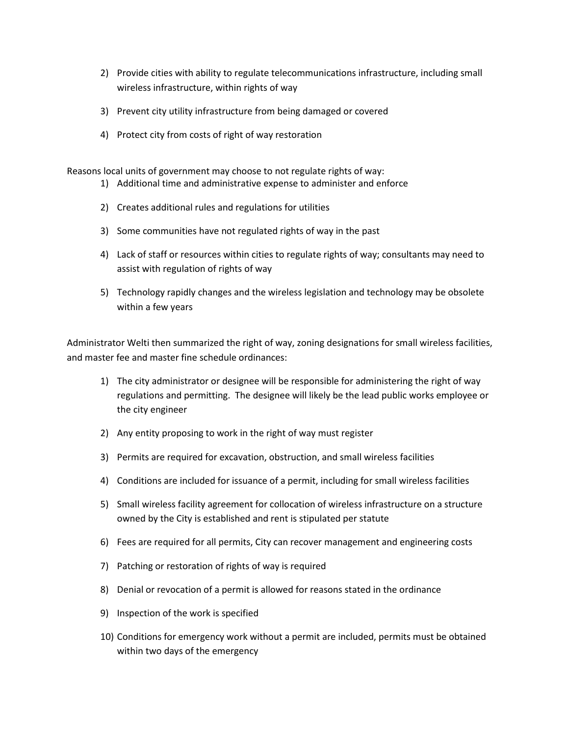2) Provide cities with ability to regulate telecommunications infrastructure, including small wireless infrastructure, within rights of way
3) Prevent city utility infrastructure from being damaged or covered
4) Protect city from costs of right of way restoration

Reasons local units of government may choose to not regulate rights of way:

1) Additional time and administrative expense to administer and enforce
2) Creates additional rules and regulations for utilities
3) Some communities have not regulated rights of way in the past
4) Lack of staff or resources within cities to regulate rights of way; consultants may need to assist with regulation of rights of way
5) Technology rapidly changes and the wireless legislation and technology may be obsolete within a few years

Administrator Welti then summarized the right of way, zoning designations for small wireless facilities, and master fee and master fine schedule ordinances:

1) The city administrator or designee will be responsible for administering the right of way regulations and permitting. The designee will likely be the lead public works employee or the city engineer
2) Any entity proposing to work in the right of way must register
3) Permits are required for excavation, obstruction, and small wireless facilities
4) Conditions are included for issuance of a permit, including for small wireless facilities
5) Small wireless facility agreement for collocation of wireless infrastructure on a structure owned by the City is established and rent is stipulated per statute
6) Fees are required for all permits, City can recover management and engineering costs
7) Patching or restoration of rights of way is required
8) Denial or revocation of a permit is allowed for reasons stated in the ordinance
9) Inspection of the work is specified
10) Conditions for emergency work without a permit are included, permits must be obtained within two days of the emergency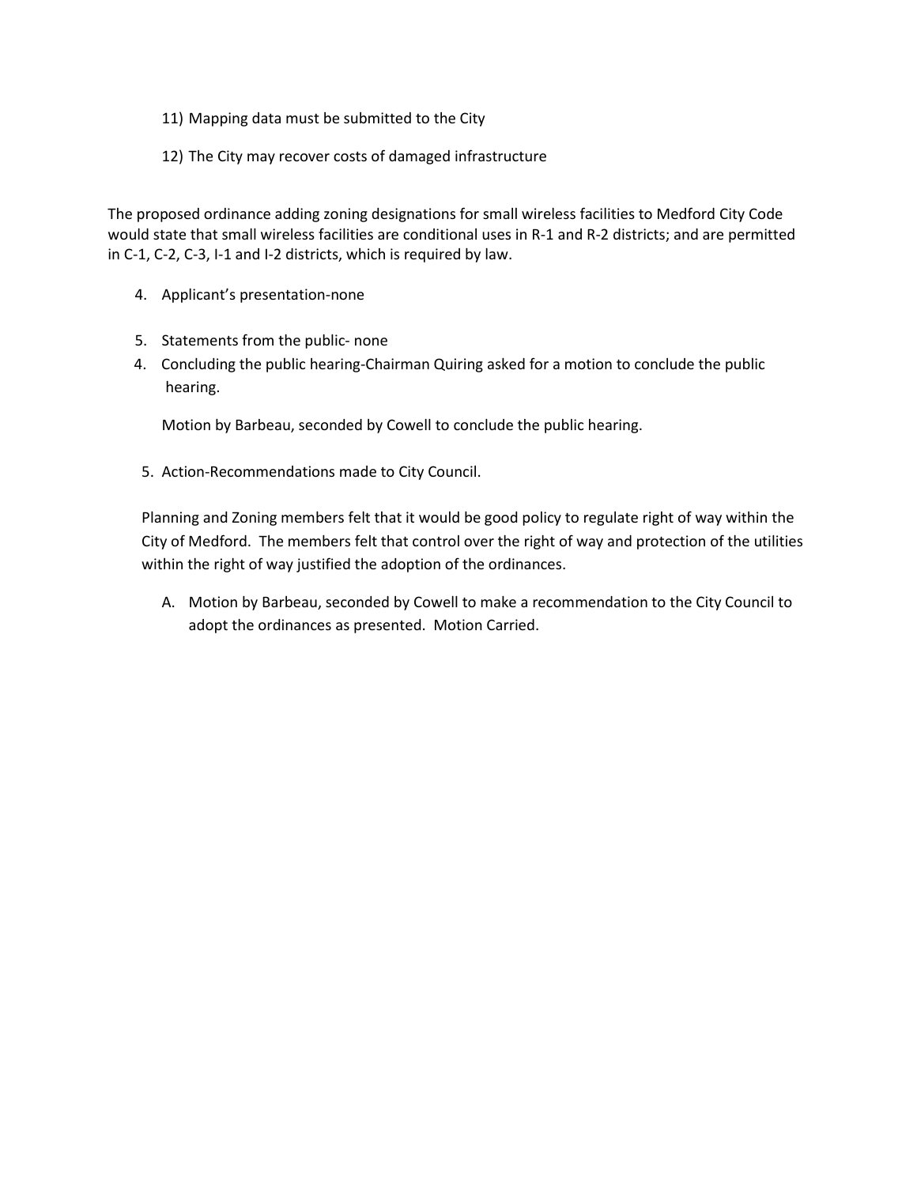11) Mapping data must be submitted to the City

12) The City may recover costs of damaged infrastructure

The proposed ordinance adding zoning designations for small wireless facilities to Medford City Code would state that small wireless facilities are conditional uses in R-1 and R-2 districts; and are permitted in C-1, C-2, C-3, I-1 and I-2 districts, which is required by law.

4. Applicant's presentation-none

5. Statements from the public- none

4. Concluding the public hearing-Chairman Quiring asked for a motion to conclude the public hearing.

   Motion by Barbeau, seconded by Cowell to conclude the public hearing.

5. Action-Recommendations made to City Council.

Planning and Zoning members felt that it would be good policy to regulate right of way within the City of Medford. The members felt that control over the right of way and protection of the utilities within the right of way justified the adoption of the ordinances.

A. Motion by Barbeau, seconded by Cowell to make a recommendation to the City Council to adopt the ordinances as presented. Motion Carried.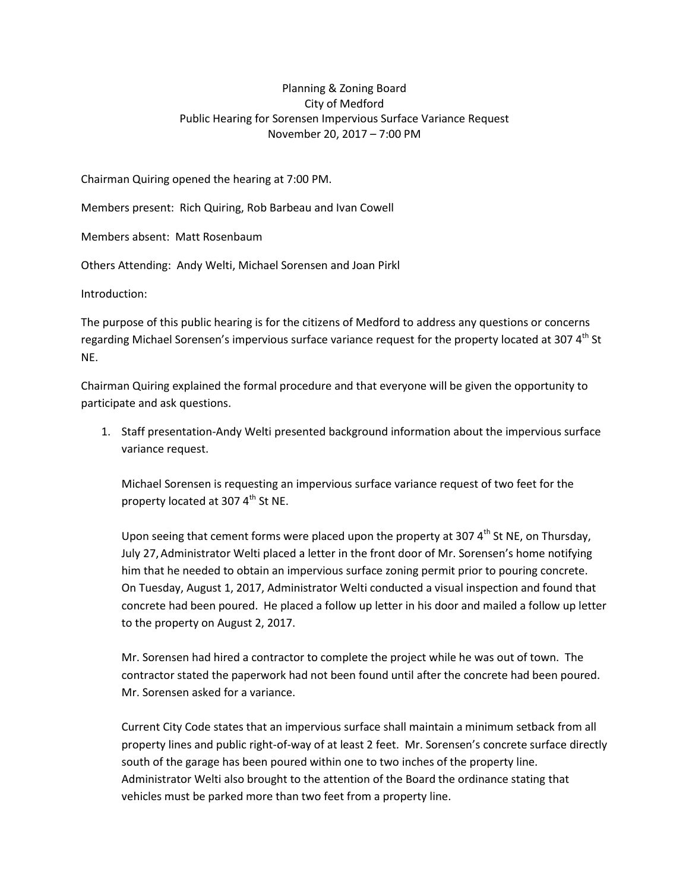Planning & Zoning Board
City of Medford
Public Hearing for Sorensen Impervious Surface Variance Request
November 20, 2017 – 7:00 PM

Chairman Quiring opened the hearing at 7:00 PM.

Members present: Rich Quiring, Rob Barbeau and Ivan Cowell

Members absent: Matt Rosenbaum

Others Attending: Andy Welti, Michael Sorensen and Joan Pirkl

Introduction:

The purpose of this public hearing is for the citizens of Medford to address any questions or concerns regarding Michael Sorensen's impervious surface variance request for the property located at 307 4th St NE.

Chairman Quiring explained the formal procedure and that everyone will be given the opportunity to participate and ask questions.

1. Staff presentation-Andy Welti presented background information about the impervious surface variance request.

   Michael Sorensen is requesting an impervious surface variance request of two feet for the property located at 307 4th St NE.

   Upon seeing that cement forms were placed upon the property at 307 4th St NE, on Thursday, July 27, Administrator Welti placed a letter in the front door of Mr. Sorensen's home notifying him that he needed to obtain an impervious surface zoning permit prior to pouring concrete. On Tuesday, August 1, 2017, Administrator Welti conducted a visual inspection and found that concrete had been poured. He placed a follow up letter in his door and mailed a follow up letter to the property on August 2, 2017.

   Mr. Sorensen had hired a contractor to complete the project while he was out of town. The contractor stated the paperwork had not been found until after the concrete had been poured. Mr. Sorensen asked for a variance.

   Current City Code states that an impervious surface shall maintain a minimum setback from all property lines and public right-of-way of at least 2 feet. Mr. Sorensen's concrete surface directly south of the garage has been poured within one to two inches of the property line. Administrator Welti also brought to the attention of the Board the ordinance stating that vehicles must be parked more than two feet from a property line.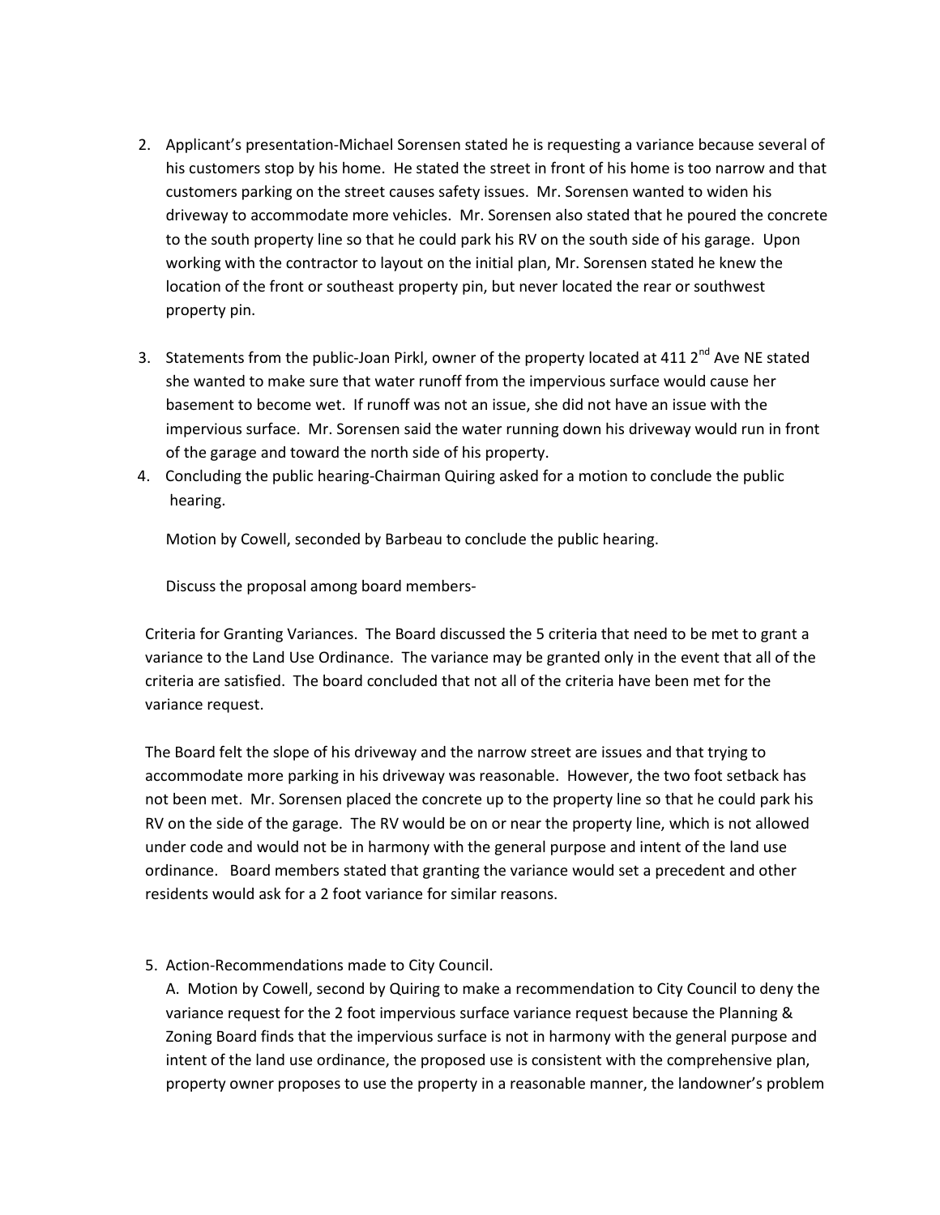2. Applicant's presentation-Michael Sorensen stated he is requesting a variance because several of his customers stop by his home. He stated the street in front of his home is too narrow and that customers parking on the street causes safety issues. Mr. Sorensen wanted to widen his driveway to accommodate more vehicles. Mr. Sorensen also stated that he poured the concrete to the south property line so that he could park his RV on the south side of his garage. Upon working with the contractor to layout on the initial plan, Mr. Sorensen stated he knew the location of the front or southeast property pin, but never located the rear or southwest property pin.

3. Statements from the public-Joan Pirkl, owner of the property located at 411 2nd Ave NE stated she wanted to make sure that water runoff from the impervious surface would cause her basement to become wet. If runoff was not an issue, she did not have an issue with the impervious surface. Mr. Sorensen said the water running down his driveway would run in front of the garage and toward the north side of his property.

4. Concluding the public hearing-Chairman Quiring asked for a motion to conclude the public hearing.

   Motion by Cowell, seconded by Barbeau to conclude the public hearing.

   Discuss the proposal among board members-

Criteria for Granting Variances. The Board discussed the 5 criteria that need to be met to grant a variance to the Land Use Ordinance. The variance may be granted only in the event that all of the criteria are satisfied. The board concluded that not all of the criteria have been met for the variance request.

The Board felt the slope of his driveway and the narrow street are issues and that trying to accommodate more parking in his driveway was reasonable. However, the two foot setback has not been met. Mr. Sorensen placed the concrete up to the property line so that he could park his RV on the side of the garage. The RV would be on or near the property line, which is not allowed under code and would not be in harmony with the general purpose and intent of the land use ordinance. Board members stated that granting the variance would set a precedent and other residents would ask for a 2 foot variance for similar reasons.

5. Action-Recommendations made to City Council.

   A. Motion by Cowell, second by Quiring to make a recommendation to City Council to deny the variance request for the 2 foot impervious surface variance request because the Planning & Zoning Board finds that the impervious surface is not in harmony with the general purpose and intent of the land use ordinance, the proposed use is consistent with the comprehensive plan, property owner proposes to use the property in a reasonable manner, the landowner's problem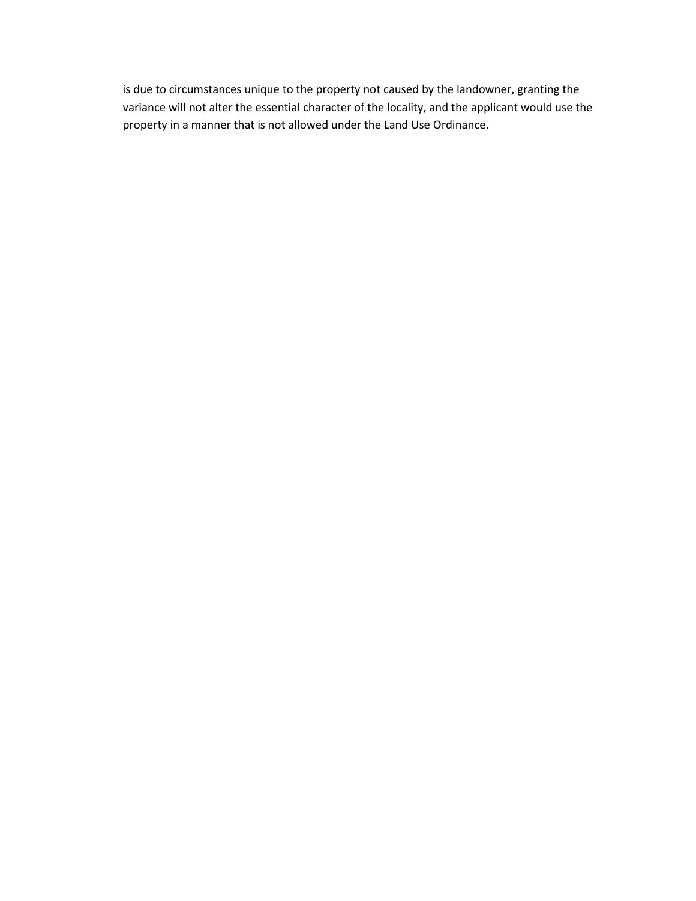is due to circumstances unique to the property not caused by the landowner, granting the variance will not alter the essential character of the locality, and the applicant would use the property in a manner that is not allowed under the Land Use Ordinance.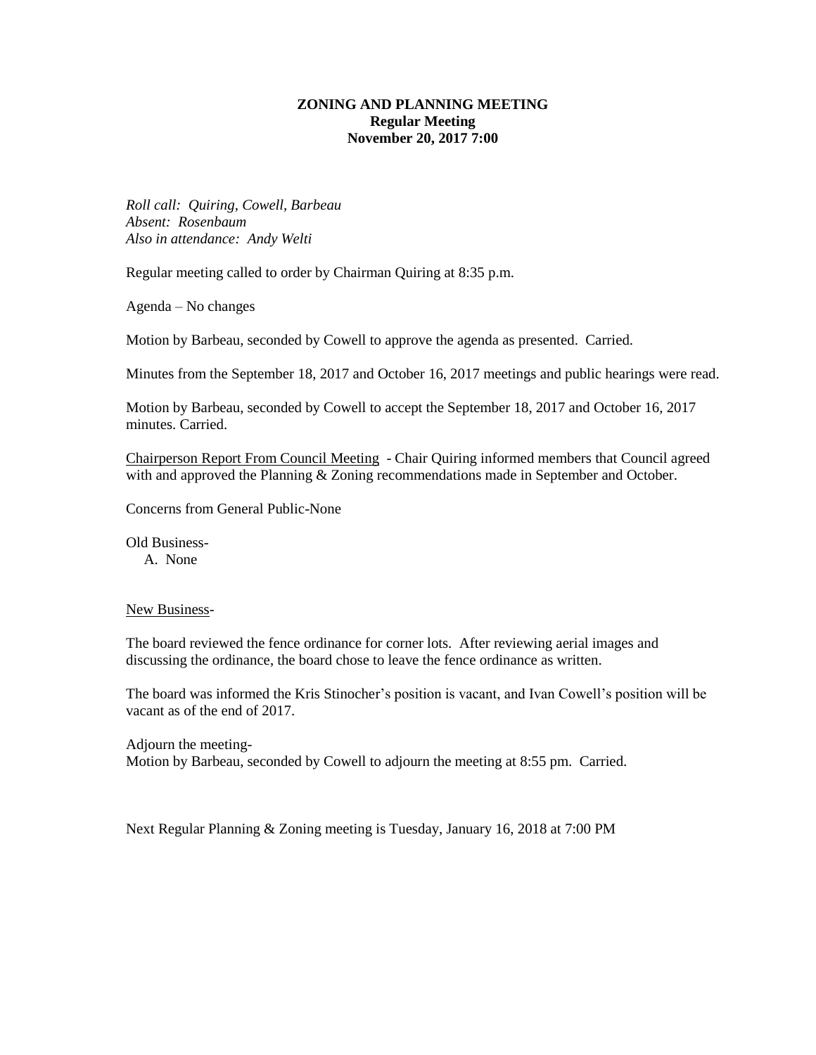**ZONING AND PLANNING MEETING**
**Regular Meeting**
**November 20, 2017 7:00**

*Roll call: Quiring, Cowell, Barbeau*
*Absent: Rosenbaum*
*Also in attendance: Andy Welti*

Regular meeting called to order by Chairman Quiring at 8:35 p.m.

Agenda – No changes

Motion by Barbeau, seconded by Cowell to approve the agenda as presented. Carried.

Minutes from the September 18, 2017 and October 16, 2017 meetings and public hearings were read.

Motion by Barbeau, seconded by Cowell to accept the September 18, 2017 and October 16, 2017 minutes. Carried.

<u>Chairperson Report From Council Meeting</u> - Chair Quiring informed members that Council agreed with and approved the Planning & Zoning recommendations made in September and October.

Concerns from General Public-None

Old Business-

A. None

<u>New Business</u>-

The board reviewed the fence ordinance for corner lots. After reviewing aerial images and discussing the ordinance, the board chose to leave the fence ordinance as written.

The board was informed the Kris Stinocher's position is vacant, and Ivan Cowell's position will be vacant as of the end of 2017.

Adjourn the meeting-
Motion by Barbeau, seconded by Cowell to adjourn the meeting at 8:55 pm. Carried.

Next Regular Planning & Zoning meeting is Tuesday, January 16, 2018 at 7:00 PM